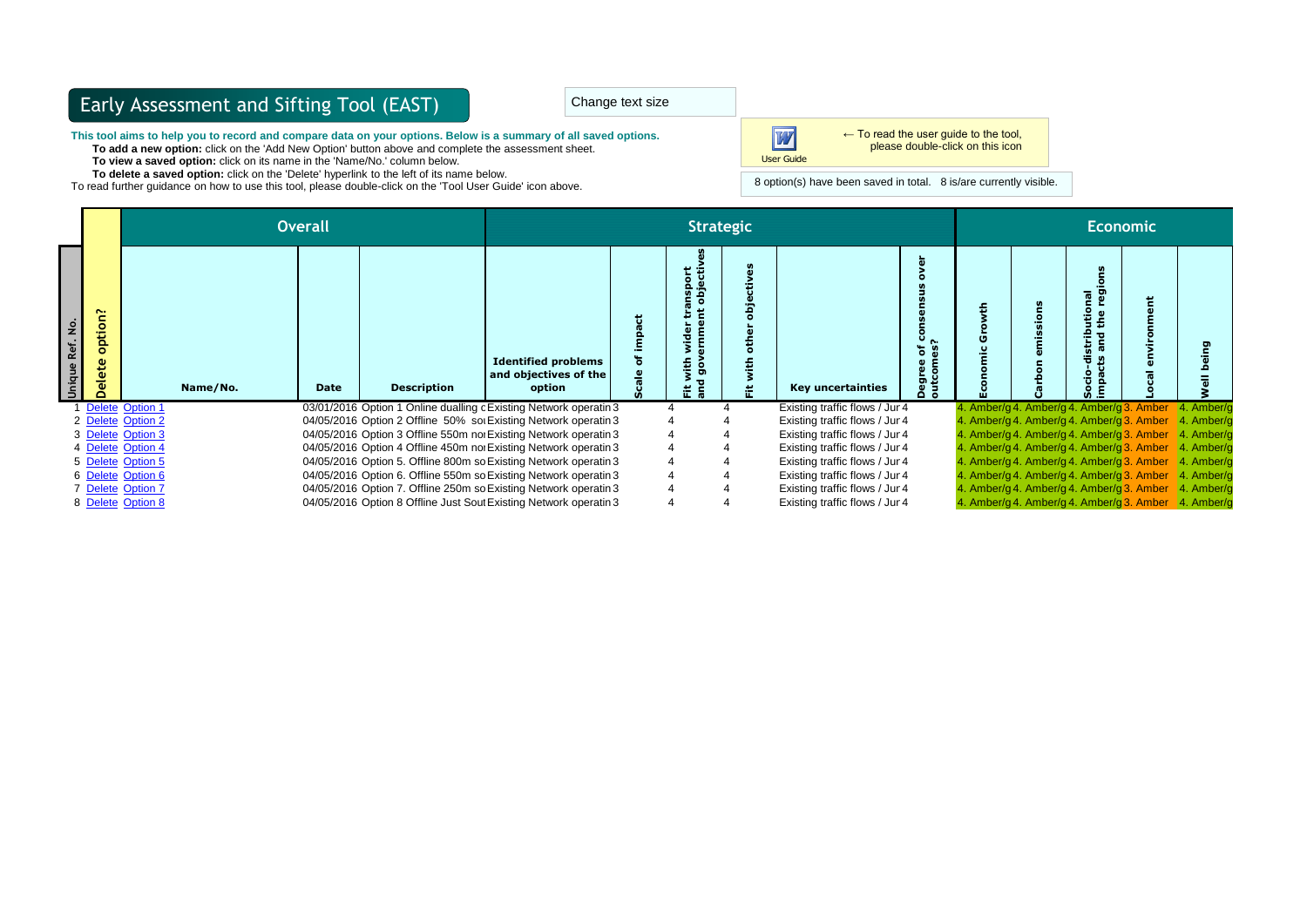# Early Assessment and Sifting Tool (EAST)

Change text size

**This tool aims to help you to record and compare data on your options. Below is a summary of all saved options.**

**To add a new option:** click on the 'Add New Option' button above and complete the assessment sheet.

**To view a saved option:** click on its name in the 'Name/No.' column below.

**To delete a saved option:** click on the 'Delete' hyperlink to the left of its name below.

To read further guidance on how to use this tool, please double-click on the 'Tool User Guide' icon above.

User Guide

← To read the user guide to the tool, please double-click on this icon

8 option(s) have been saved in total. 8 is/are currently visible.

| | | Overall | | | Strategic | | | | | | Economic | | | | |
|---|---|---|---|---|---|---|---|---|---|---|---|---|---|---|---|
| Unique Ref. No. | Delete option? | Name/No. | Date | Description | Identified problems and objectives of the option | Scale of impact | Fit with wider transport and government objectives | Fit with other objectives | Key uncertainties | Degree of consensus over outcomes? | Economic Growth | Carbon emissions | Socio-distributional impacts and the regions | Local environment | Well being |
| 1 | Delete | Option 1 | 03/01/2016 | Option 1 Online dualling c | Existing Network operatin | 3 | 4 | 4 | Existing traffic flows / Jur | 4 | 4. Amber/g | 4. Amber/g | 4. Amber/g | 3. Amber | 4. Amber/g |
| 2 | Delete | Option 2 | 04/05/2016 | Option 2 Offline 50% sou | Existing Network operatin | 3 | 4 | 4 | Existing traffic flows / Jur | 4 | 4. Amber/g | 4. Amber/g | 4. Amber/g | 3. Amber | 4. Amber/g |
| 3 | Delete | Option 3 | 04/05/2016 | Option 3 Offline 550m nor | Existing Network operatin | 3 | 4 | 4 | Existing traffic flows / Jur | 4 | 4. Amber/g | 4. Amber/g | 4. Amber/g | 3. Amber | 4. Amber/g |
| 4 | Delete | Option 4 | 04/05/2016 | Option 4 Offline 450m nor | Existing Network operatin | 3 | 4 | 4 | Existing traffic flows / Jur | 4 | 4. Amber/g | 4. Amber/g | 4. Amber/g | 3. Amber | 4. Amber/g |
| 5 | Delete | Option 5 | 04/05/2016 | Option 5. Offline 800m so | Existing Network operatin | 3 | 4 | 4 | Existing traffic flows / Jur | 4 | 4. Amber/g | 4. Amber/g | 4. Amber/g | 3. Amber | 4. Amber/g |
| 6 | Delete | Option 6 | 04/05/2016 | Option 6. Offline 550m so | Existing Network operatin | 3 | 4 | 4 | Existing traffic flows / Jur | 4 | 4. Amber/g | 4. Amber/g | 4. Amber/g | 3. Amber | 4. Amber/g |
| 7 | Delete | Option 7 | 04/05/2016 | Option 7. Offline 250m so | Existing Network operatin | 3 | 4 | 4 | Existing traffic flows / Jur | 4 | 4. Amber/g | 4. Amber/g | 4. Amber/g | 3. Amber | 4. Amber/g |
| 8 | Delete | Option 8 | 04/05/2016 | Option 8 Offline Just Sout | Existing Network operatin | 3 | 4 | 4 | Existing traffic flows / Jur | 4 | 4. Amber/g | 4. Amber/g | 4. Amber/g | 3. Amber | 4. Amber/g |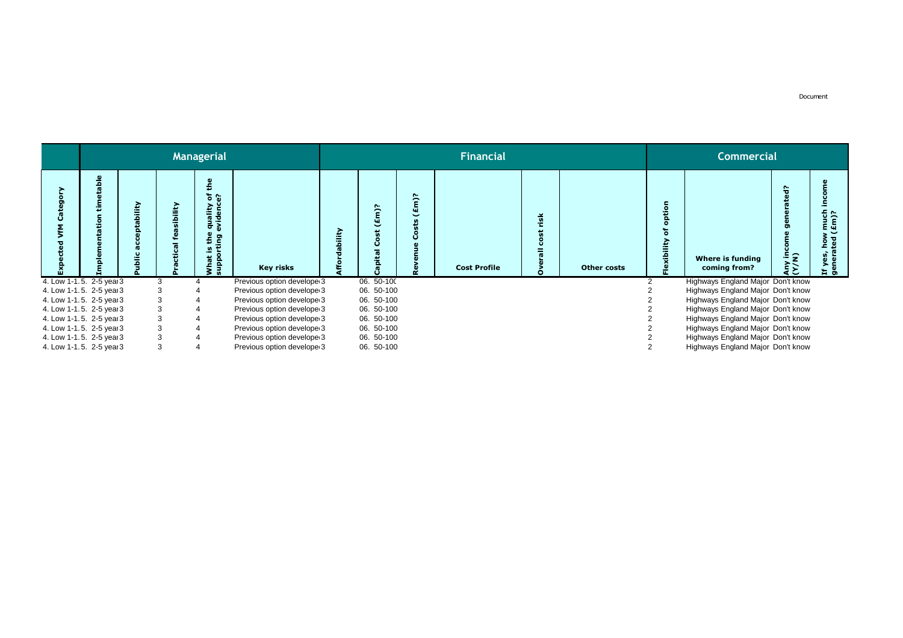Document

| | Managerial | | | | | Financial | | | | | | Commercial | | | |
|---|---|---|---|---|---|---|---|---|---|---|---|---|---|---|---|
| Expected VfM Category | Implementation timetable | Public acceptability | Practical feasibility | What is the quality of the supporting evidence? | Key risks | Affordability | Capital Cost (£m)? | Revenue Costs (£m)? | Cost Profile | Overall cost risk | Other costs | Flexibility of option | Where is funding coming from? | Any income generated? (Y/N) | If yes, how much income generated (£m)? |
| 4. Low 1-1.5. | 2-5 year | 3 | 3 | 4 | Previous option develope | 3 | 06. 50-10( | | | | | 2 | Highways England Major | Don't know | |
| 4. Low 1-1.5. | 2-5 year | 3 | 3 | 4 | Previous option develope | 3 | 06. 50-100 | | | | | 2 | Highways England Major | Don't know | |
| 4. Low 1-1.5. | 2-5 year | 3 | 3 | 4 | Previous option develope | 3 | 06. 50-100 | | | | | 2 | Highways England Major | Don't know | |
| 4. Low 1-1.5. | 2-5 year | 3 | 3 | 4 | Previous option develope | 3 | 06. 50-100 | | | | | 2 | Highways England Major | Don't know | |
| 4. Low 1-1.5. | 2-5 year | 3 | 3 | 4 | Previous option develope | 3 | 06. 50-100 | | | | | 2 | Highways England Major | Don't know | |
| 4. Low 1-1.5. | 2-5 year | 3 | 3 | 4 | Previous option develope | 3 | 06. 50-100 | | | | | 2 | Highways England Major | Don't know | |
| 4. Low 1-1.5. | 2-5 year | 3 | 3 | 4 | Previous option develope | 3 | 06. 50-100 | | | | | 2 | Highways England Major | Don't know | |
| 4. Low 1-1.5. | 2-5 year | 3 | 3 | 4 | Previous option develope | 3 | 06. 50-100 | | | | | 2 | Highways England Major | Don't know | |